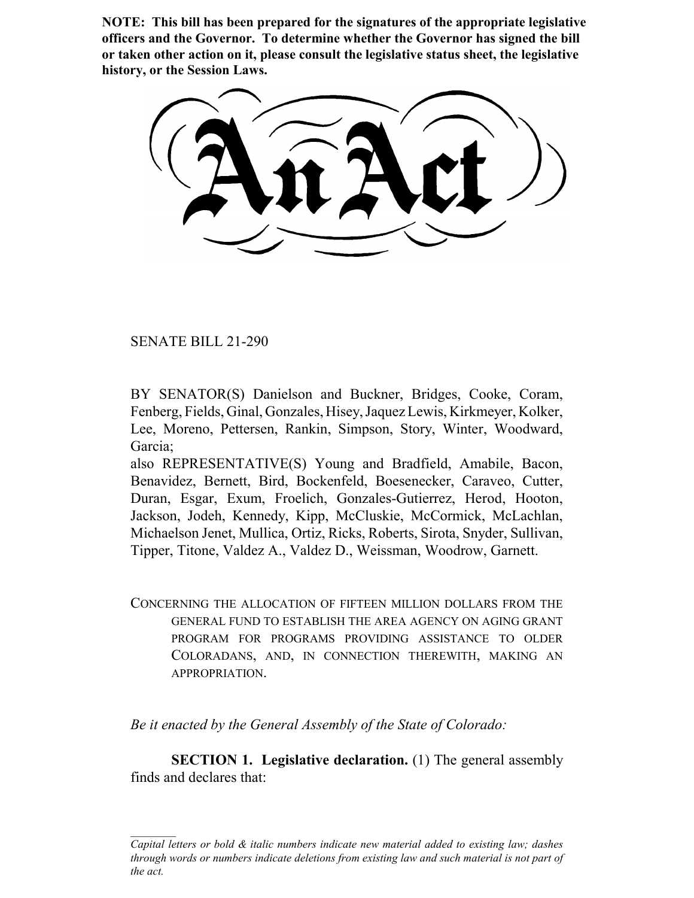**NOTE: This bill has been prepared for the signatures of the appropriate legislative officers and the Governor. To determine whether the Governor has signed the bill or taken other action on it, please consult the legislative status sheet, the legislative history, or the Session Laws.**

# An Act

SENATE BILL 21-290

BY SENATOR(S) Danielson and Buckner, Bridges, Cooke, Coram, Fenberg, Fields, Ginal, Gonzales, Hisey, Jaquez Lewis, Kirkmeyer, Kolker, Lee, Moreno, Pettersen, Rankin, Simpson, Story, Winter, Woodward, Garcia;
also REPRESENTATIVE(S) Young and Bradfield, Amabile, Bacon, Benavidez, Bernett, Bird, Bockenfeld, Boesenecker, Caraveo, Cutter, Duran, Esgar, Exum, Froelich, Gonzales-Gutierrez, Herod, Hooton, Jackson, Jodeh, Kennedy, Kipp, McCluskie, McCormick, McLachlan, Michaelson Jenet, Mullica, Ortiz, Ricks, Roberts, Sirota, Snyder, Sullivan, Tipper, Titone, Valdez A., Valdez D., Weissman, Woodrow, Garnett.

CONCERNING THE ALLOCATION OF FIFTEEN MILLION DOLLARS FROM THE GENERAL FUND TO ESTABLISH THE AREA AGENCY ON AGING GRANT PROGRAM FOR PROGRAMS PROVIDING ASSISTANCE TO OLDER COLORADANS, AND, IN CONNECTION THEREWITH, MAKING AN APPROPRIATION.

*Be it enacted by the General Assembly of the State of Colorado:*

**SECTION 1. Legislative declaration.** (1) The general assembly finds and declares that:

*Capital letters or bold & italic numbers indicate new material added to existing law; dashes through words or numbers indicate deletions from existing law and such material is not part of the act.*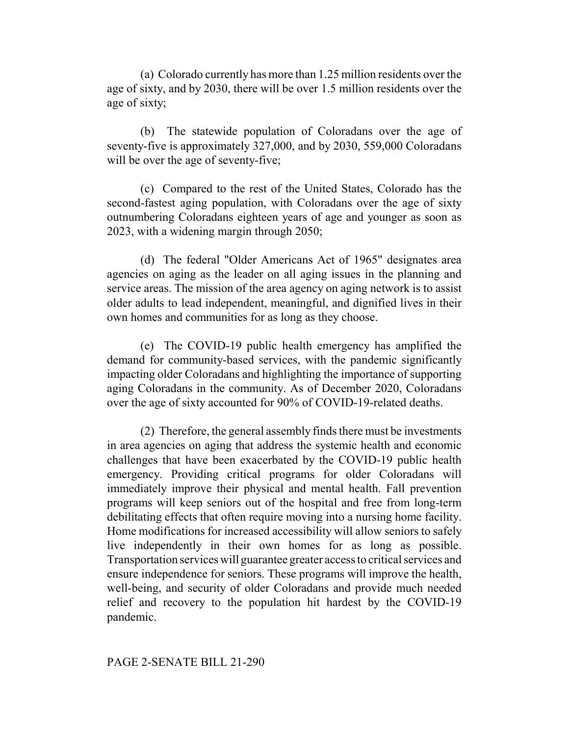(a) Colorado currently has more than 1.25 million residents over the age of sixty, and by 2030, there will be over 1.5 million residents over the age of sixty;

(b) The statewide population of Coloradans over the age of seventy-five is approximately 327,000, and by 2030, 559,000 Coloradans will be over the age of seventy-five;

(c) Compared to the rest of the United States, Colorado has the second-fastest aging population, with Coloradans over the age of sixty outnumbering Coloradans eighteen years of age and younger as soon as 2023, with a widening margin through 2050;

(d) The federal "Older Americans Act of 1965" designates area agencies on aging as the leader on all aging issues in the planning and service areas. The mission of the area agency on aging network is to assist older adults to lead independent, meaningful, and dignified lives in their own homes and communities for as long as they choose.

(e) The COVID-19 public health emergency has amplified the demand for community-based services, with the pandemic significantly impacting older Coloradans and highlighting the importance of supporting aging Coloradans in the community. As of December 2020, Coloradans over the age of sixty accounted for 90% of COVID-19-related deaths.

(2) Therefore, the general assembly finds there must be investments in area agencies on aging that address the systemic health and economic challenges that have been exacerbated by the COVID-19 public health emergency. Providing critical programs for older Coloradans will immediately improve their physical and mental health. Fall prevention programs will keep seniors out of the hospital and free from long-term debilitating effects that often require moving into a nursing home facility. Home modifications for increased accessibility will allow seniors to safely live independently in their own homes for as long as possible. Transportation services will guarantee greater access to critical services and ensure independence for seniors. These programs will improve the health, well-being, and security of older Coloradans and provide much needed relief and recovery to the population hit hardest by the COVID-19 pandemic.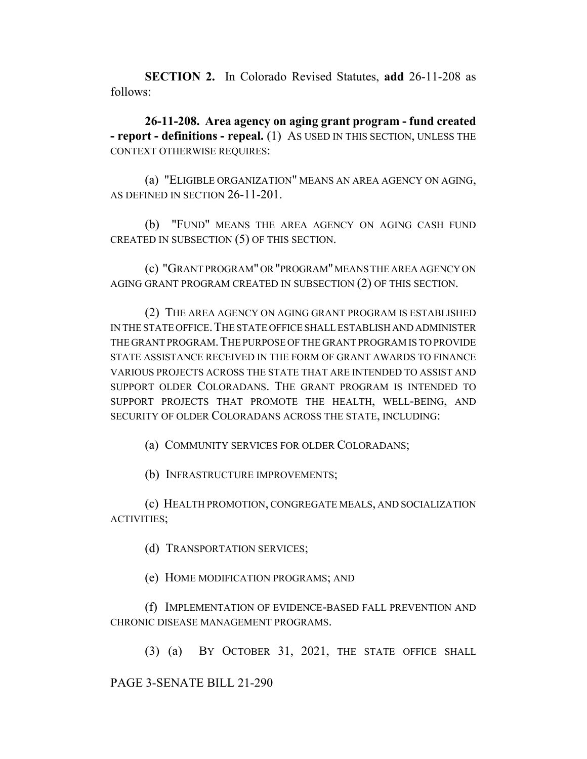**SECTION 2.** In Colorado Revised Statutes, **add** 26-11-208 as follows:

**26-11-208. Area agency on aging grant program - fund created - report - definitions - repeal.** (1) AS USED IN THIS SECTION, UNLESS THE CONTEXT OTHERWISE REQUIRES:

(a) "ELIGIBLE ORGANIZATION" MEANS AN AREA AGENCY ON AGING, AS DEFINED IN SECTION 26-11-201.

(b) "FUND" MEANS THE AREA AGENCY ON AGING CASH FUND CREATED IN SUBSECTION (5) OF THIS SECTION.

(c) "GRANT PROGRAM" OR "PROGRAM" MEANS THE AREA AGENCY ON AGING GRANT PROGRAM CREATED IN SUBSECTION (2) OF THIS SECTION.

(2) THE AREA AGENCY ON AGING GRANT PROGRAM IS ESTABLISHED IN THE STATE OFFICE. THE STATE OFFICE SHALL ESTABLISH AND ADMINISTER THE GRANT PROGRAM. THE PURPOSE OF THE GRANT PROGRAM IS TO PROVIDE STATE ASSISTANCE RECEIVED IN THE FORM OF GRANT AWARDS TO FINANCE VARIOUS PROJECTS ACROSS THE STATE THAT ARE INTENDED TO ASSIST AND SUPPORT OLDER COLORADANS. THE GRANT PROGRAM IS INTENDED TO SUPPORT PROJECTS THAT PROMOTE THE HEALTH, WELL-BEING, AND SECURITY OF OLDER COLORADANS ACROSS THE STATE, INCLUDING:

(a) COMMUNITY SERVICES FOR OLDER COLORADANS;

(b) INFRASTRUCTURE IMPROVEMENTS;

(c) HEALTH PROMOTION, CONGREGATE MEALS, AND SOCIALIZATION ACTIVITIES;

(d) TRANSPORTATION SERVICES;

(e) HOME MODIFICATION PROGRAMS; AND

(f) IMPLEMENTATION OF EVIDENCE-BASED FALL PREVENTION AND CHRONIC DISEASE MANAGEMENT PROGRAMS.

(3) (a) BY OCTOBER 31, 2021, THE STATE OFFICE SHALL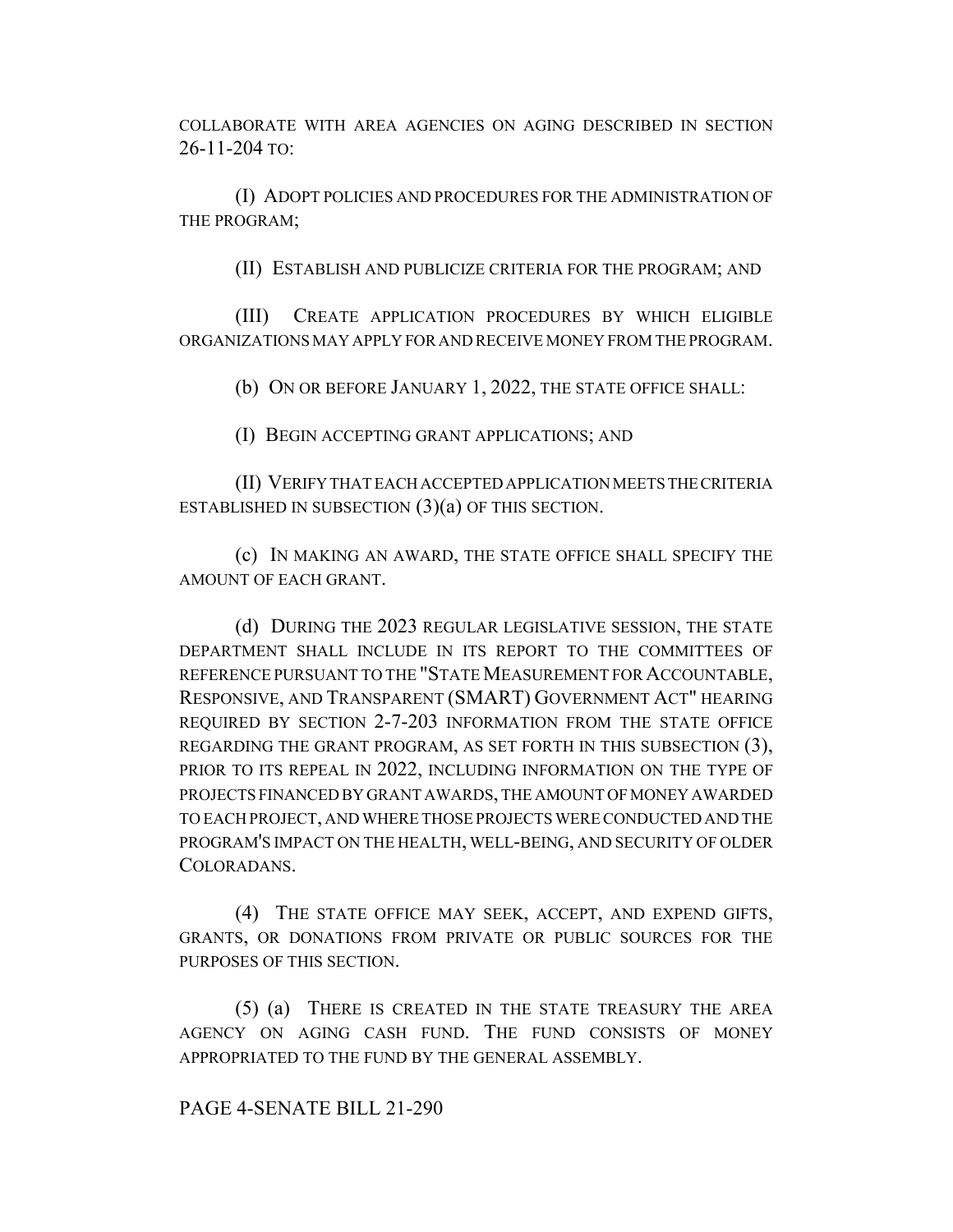COLLABORATE WITH AREA AGENCIES ON AGING DESCRIBED IN SECTION 26-11-204 TO:

(I) ADOPT POLICIES AND PROCEDURES FOR THE ADMINISTRATION OF THE PROGRAM;

(II) ESTABLISH AND PUBLICIZE CRITERIA FOR THE PROGRAM; AND

(III) CREATE APPLICATION PROCEDURES BY WHICH ELIGIBLE ORGANIZATIONS MAY APPLY FOR AND RECEIVE MONEY FROM THE PROGRAM.

(b) ON OR BEFORE JANUARY 1, 2022, THE STATE OFFICE SHALL:

(I) BEGIN ACCEPTING GRANT APPLICATIONS; AND

(II) VERIFY THAT EACH ACCEPTED APPLICATION MEETS THE CRITERIA ESTABLISHED IN SUBSECTION (3)(a) OF THIS SECTION.

(c) IN MAKING AN AWARD, THE STATE OFFICE SHALL SPECIFY THE AMOUNT OF EACH GRANT.

(d) DURING THE 2023 REGULAR LEGISLATIVE SESSION, THE STATE DEPARTMENT SHALL INCLUDE IN ITS REPORT TO THE COMMITTEES OF REFERENCE PURSUANT TO THE "STATE MEASUREMENT FOR ACCOUNTABLE, RESPONSIVE, AND TRANSPARENT (SMART) GOVERNMENT ACT" HEARING REQUIRED BY SECTION 2-7-203 INFORMATION FROM THE STATE OFFICE REGARDING THE GRANT PROGRAM, AS SET FORTH IN THIS SUBSECTION (3), PRIOR TO ITS REPEAL IN 2022, INCLUDING INFORMATION ON THE TYPE OF PROJECTS FINANCED BY GRANT AWARDS, THE AMOUNT OF MONEY AWARDED TO EACH PROJECT, AND WHERE THOSE PROJECTS WERE CONDUCTED AND THE PROGRAM'S IMPACT ON THE HEALTH, WELL-BEING, AND SECURITY OF OLDER COLORADANS.

(4) THE STATE OFFICE MAY SEEK, ACCEPT, AND EXPEND GIFTS, GRANTS, OR DONATIONS FROM PRIVATE OR PUBLIC SOURCES FOR THE PURPOSES OF THIS SECTION.

(5) (a) THERE IS CREATED IN THE STATE TREASURY THE AREA AGENCY ON AGING CASH FUND. THE FUND CONSISTS OF MONEY APPROPRIATED TO THE FUND BY THE GENERAL ASSEMBLY.

PAGE 4-SENATE BILL 21-290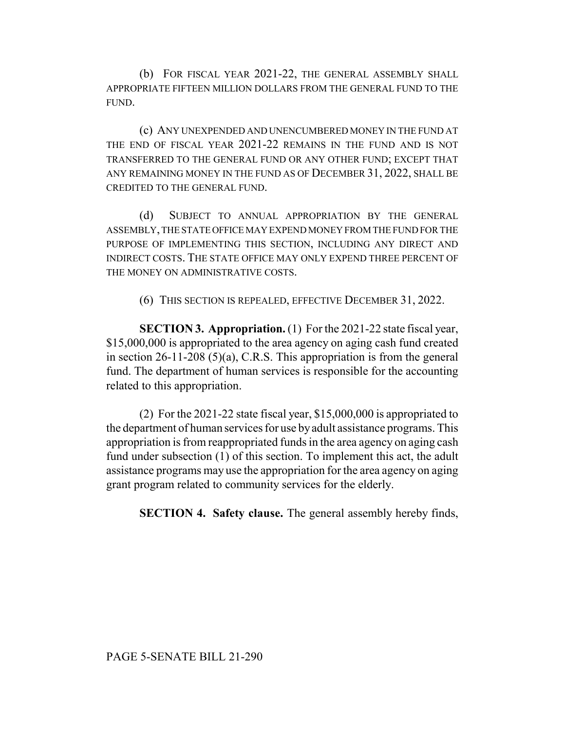(b) FOR FISCAL YEAR 2021-22, THE GENERAL ASSEMBLY SHALL APPROPRIATE FIFTEEN MILLION DOLLARS FROM THE GENERAL FUND TO THE FUND.

(c) ANY UNEXPENDED AND UNENCUMBERED MONEY IN THE FUND AT THE END OF FISCAL YEAR 2021-22 REMAINS IN THE FUND AND IS NOT TRANSFERRED TO THE GENERAL FUND OR ANY OTHER FUND; EXCEPT THAT ANY REMAINING MONEY IN THE FUND AS OF DECEMBER 31, 2022, SHALL BE CREDITED TO THE GENERAL FUND.

(d) SUBJECT TO ANNUAL APPROPRIATION BY THE GENERAL ASSEMBLY, THE STATE OFFICE MAY EXPEND MONEY FROM THE FUND FOR THE PURPOSE OF IMPLEMENTING THIS SECTION, INCLUDING ANY DIRECT AND INDIRECT COSTS. THE STATE OFFICE MAY ONLY EXPEND THREE PERCENT OF THE MONEY ON ADMINISTRATIVE COSTS.

(6) THIS SECTION IS REPEALED, EFFECTIVE DECEMBER 31, 2022.

**SECTION 3. Appropriation.** (1) For the 2021-22 state fiscal year, $15,000,000 is appropriated to the area agency on aging cash fund created in section 26-11-208 (5)(a), C.R.S. This appropriation is from the general fund. The department of human services is responsible for the accounting related to this appropriation.

(2) For the 2021-22 state fiscal year, $15,000,000 is appropriated to the department of human services for use by adult assistance programs. This appropriation is from reappropriated funds in the area agency on aging cash fund under subsection (1) of this section. To implement this act, the adult assistance programs may use the appropriation for the area agency on aging grant program related to community services for the elderly.

**SECTION 4. Safety clause.** The general assembly hereby finds,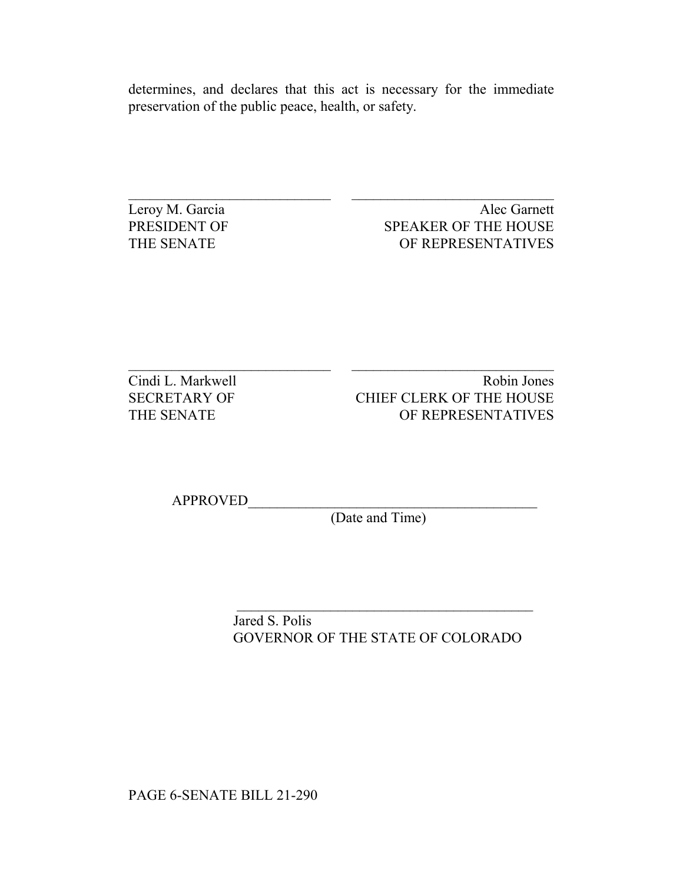determines, and declares that this act is necessary for the immediate preservation of the public peace, health, or safety.

| | |
|---|---|
| ____________________________ | ____________________________ |
| Leroy M. Garcia | Alec Garnett |
| PRESIDENT OF THE SENATE | SPEAKER OF THE HOUSE OF REPRESENTATIVES |

| | |
|---|---|
| ____________________________ | ____________________________ |
| Cindi L. Markwell | Robin Jones |
| SECRETARY OF THE SENATE | CHIEF CLERK OF THE HOUSE OF REPRESENTATIVES |

APPROVED________________________________________

(Date and Time)

_________________________________________

Jared S. Polis

GOVERNOR OF THE STATE OF COLORADO

PAGE 6-SENATE BILL 21-290